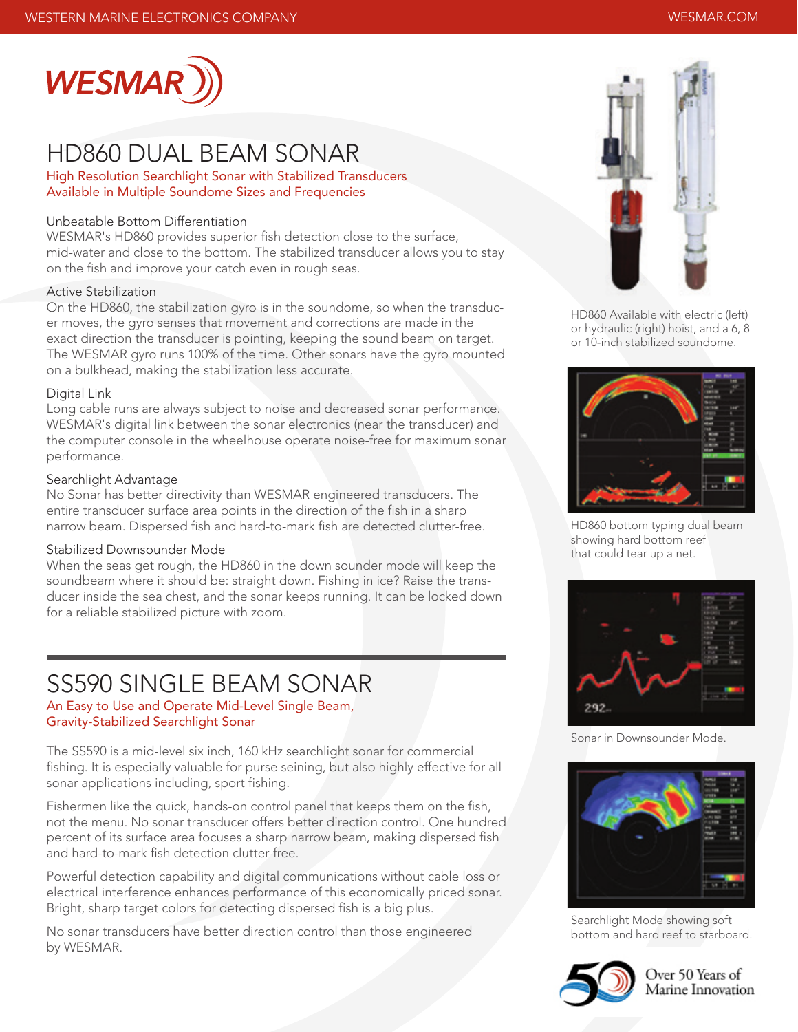# WESMAR

## HD860 DUAL BEAM SONAR

High Resolution Searchlight Sonar with Stabilized Transducers
Available in Multiple Soundome Sizes and Frequencies

### Unbeatable Bottom Differentiation

WESMAR's HD860 provides superior fish detection close to the surface, mid-water and close to the bottom. The stabilized transducer allows you to stay on the fish and improve your catch even in rough seas.

### Active Stabilization

On the HD860, the stabilization gyro is in the soundome, so when the transducer moves, the gyro senses that movement and corrections are made in the exact direction the transducer is pointing, keeping the sound beam on target. The WESMAR gyro runs 100% of the time. Other sonars have the gyro mounted on a bulkhead, making the stabilization less accurate.

### Digital Link

Long cable runs are always subject to noise and decreased sonar performance. WESMAR's digital link between the sonar electronics (near the transducer) and the computer console in the wheelhouse operate noise-free for maximum sonar performance.

### Searchlight Advantage

No Sonar has better directivity than WESMAR engineered transducers. The entire transducer surface area points in the direction of the fish in a sharp narrow beam. Dispersed fish and hard-to-mark fish are detected clutter-free.

### Stabilized Downsounder Mode

When the seas get rough, the HD860 in the down sounder mode will keep the soundbeam where it should be: straight down. Fishing in ice? Raise the transducer inside the sea chest, and the sonar keeps running. It can be locked down for a reliable stabilized picture with zoom.

HD860 Available with electric (left) or hydraulic (right) hoist, and a 6, 8 or 10-inch stabilized soundome.

HD860 bottom typing dual beam showing hard bottom reef that could tear up a net.

Sonar in Downsounder Mode.

Searchlight Mode showing soft bottom and hard reef to starboard.

## SS590 SINGLE BEAM SONAR

An Easy to Use and Operate Mid-Level Single Beam, Gravity-Stabilized Searchlight Sonar

The SS590 is a mid-level six inch, 160 kHz searchlight sonar for commercial fishing. It is especially valuable for purse seining, but also highly effective for all sonar applications including, sport fishing.

Fishermen like the quick, hands-on control panel that keeps them on the fish, not the menu. No sonar transducer offers better direction control. One hundred percent of its surface area focuses a sharp narrow beam, making dispersed fish and hard-to-mark fish detection clutter-free.

Powerful detection capability and digital communications without cable loss or electrical interference enhances performance of this economically priced sonar. Bright, sharp target colors for detecting dispersed fish is a big plus.

No sonar transducers have better direction control than those engineered by WESMAR.

Over 50 Years of Marine Innovation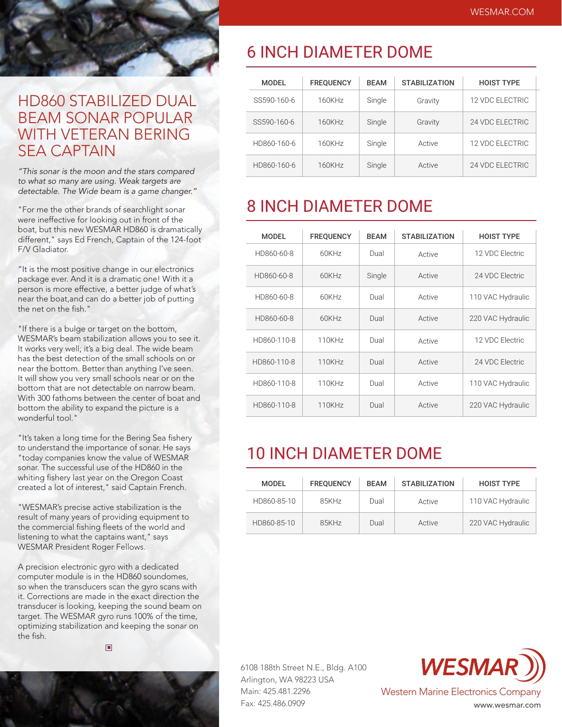# HD860 STABILIZED DUAL BEAM SONAR POPULAR WITH VETERAN BERING SEA CAPTAIN

*"This sonar is the moon and the stars compared to what so many are using. Weak targets are detectable. The Wide beam is a game changer."*

"For me the other brands of searchlight sonar were ineffective for looking out in front of the boat, but this new WESMAR HD860 is dramatically different," says Ed French, Captain of the 124-foot F/V Gladiator.

"It is the most positive change in our electronics package ever. And it is a dramatic one! With it a person is more effective, a better judge of what's near the boat,and can do a better job of putting the net on the fish."

"If there is a bulge or target on the bottom, WESMAR's beam stabilization allows you to see it. It works very well; it's a big deal. The wide beam has the best detection of the small schools on or near the bottom. Better than anything I've seen. It will show you very small schools near or on the bottom that are not detectable on narrow beam. With 300 fathoms between the center of boat and bottom the ability to expand the picture is a wonderful tool."

"It's taken a long time for the Bering Sea fishery to understand the importance of sonar. He says "today companies know the value of WESMAR sonar. The successful use of the HD860 in the whiting fishery last year on the Oregon Coast created a lot of interest," said Captain French.

"WESMAR's precise active stabilization is the result of many years of providing equipment to the commercial fishing fleets of the world and listening to what the captains want," says WESMAR President Roger Fellows.

A precision electronic gyro with a dedicated computer module is in the HD860 soundomes, so when the transducers scan the gyro scans with it. Corrections are made in the exact direction the transducer is looking, keeping the sound beam on target. The WESMAR gyro runs 100% of the time, optimizing stabilization and keeping the sonar on the fish.

## 6 INCH DIAMETER DOME

| MODEL | FREQUENCY | BEAM | STABILIZATION | HOIST TYPE |
|---|---|---|---|---|
| SS590-160-6 | 160KHz | Single | Gravity | 12 VDC ELECTRIC |
| SS590-160-6 | 160KHz | Single | Gravity | 24 VDC ELECTRIC |
| HD860-160-6 | 160KHz | Single | Active | 12 VDC ELECTRIC |
| HD860-160-6 | 160KHz | Single | Active | 24 VDC ELECTRIC |

## 8 INCH DIAMETER DOME

| MODEL | FREQUENCY | BEAM | STABILIZATION | HOIST TYPE |
|---|---|---|---|---|
| HD860-60-8 | 60KHz | Dual | Active | 12 VDC Electric |
| HD860-60-8 | 60KHz | Single | Active | 24 VDC Electric |
| HD860-60-8 | 60KHz | Dual | Active | 110 VAC Hydraulic |
| HD860-60-8 | 60KHz | Dual | Active | 220 VAC Hydraulic |
| HD860-110-8 | 110KHz | Dual | Active | 12 VDC Electric |
| HD860-110-8 | 110KHz | Dual | Active | 24 VDC Electric |
| HD860-110-8 | 110KHz | Dual | Active | 110 VAC Hydraulic |
| HD860-110-8 | 110KHz | Dual | Active | 220 VAC Hydraulic |

## 10 INCH DIAMETER DOME

| MODEL | FREQUENCY | BEAM | STABILIZATION | HOIST TYPE |
|---|---|---|---|---|
| HD860-85-10 | 85KHz | Dual | Active | 110 VAC Hydraulic |
| HD860-85-10 | 85KHz | Dual | Active | 220 VAC Hydraulic |

6108 188th Street N.E., Bldg. A100
Arlington, WA 98223 USA
Main: 425.481.2296
Fax: 425.486.0909

WESMAR
Western Marine Electronics Company
www.wesmar.com